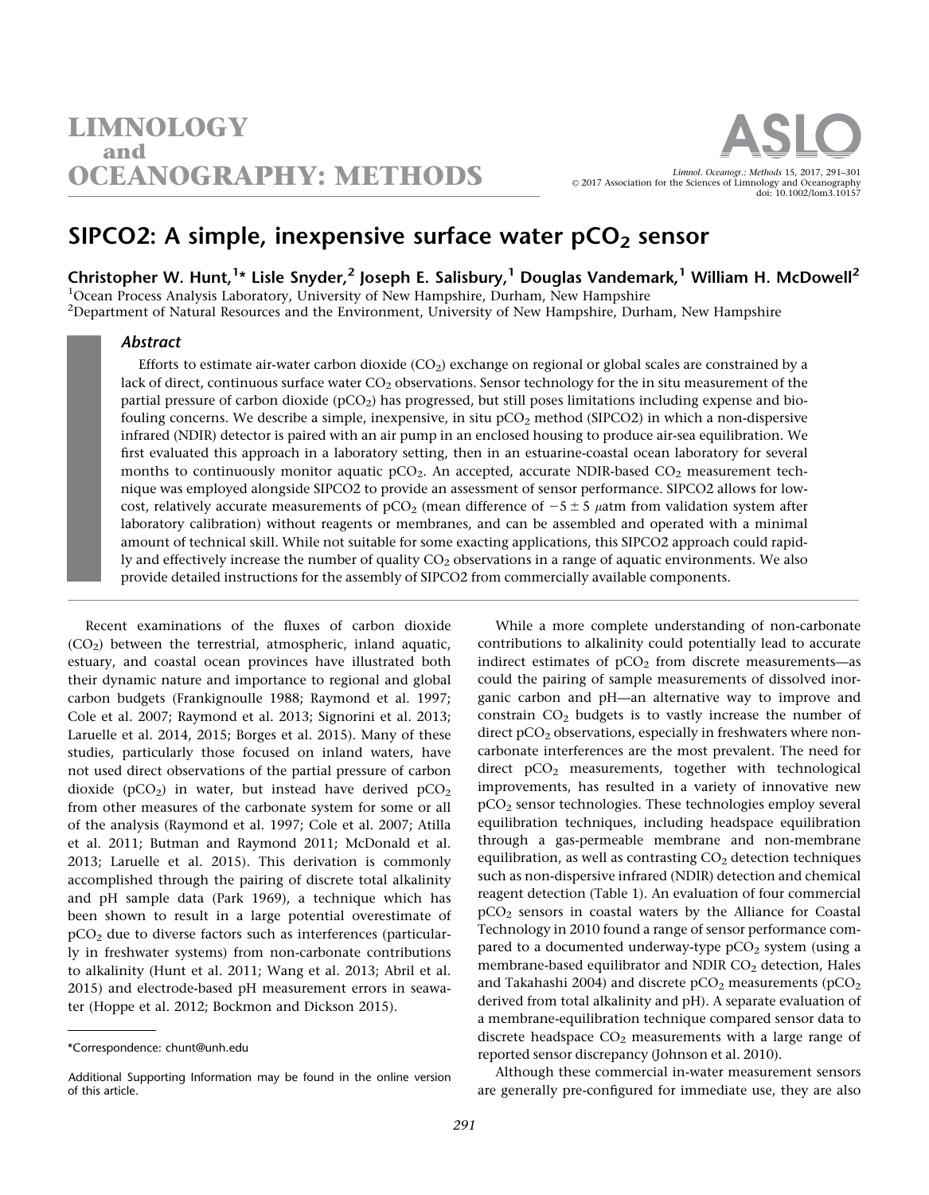# SIPCO2: A simple, inexpensive surface water $pCO_2$ sensor

**Christopher W. Hunt,[1]* Lisle Snyder,[2] Joseph E. Salisbury,[1] Douglas Vandemark,[1] William H. McDowell[2]**

[1]Ocean Process Analysis Laboratory, University of New Hampshire, Durham, New Hampshire
[2]Department of Natural Resources and the Environment, University of New Hampshire, Durham, New Hampshire

## Abstract

Efforts to estimate air-water carbon dioxide ($CO_2$) exchange on regional or global scales are constrained by a lack of direct, continuous surface water $CO_2$ observations. Sensor technology for the in situ measurement of the partial pressure of carbon dioxide ($pCO_2$) has progressed, but still poses limitations including expense and biofouling concerns. We describe a simple, inexpensive, in situ $pCO_2$ method (SIPCO2) in which a non-dispersive infrared (NDIR) detector is paired with an air pump in an enclosed housing to produce air-sea equilibration. We first evaluated this approach in a laboratory setting, then in an estuarine-coastal ocean laboratory for several months to continuously monitor aquatic $pCO_2$. An accepted, accurate NDIR-based $CO_2$ measurement technique was employed alongside SIPCO2 to provide an assessment of sensor performance. SIPCO2 allows for low-cost, relatively accurate measurements of $pCO_2$ (mean difference of $-5 \pm 5$ $\mu$atm from validation system after laboratory calibration) without reagents or membranes, and can be assembled and operated with a minimal amount of technical skill. While not suitable for some exacting applications, this SIPCO2 approach could rapidly and effectively increase the number of quality $CO_2$ observations in a range of aquatic environments. We also provide detailed instructions for the assembly of SIPCO2 from commercially available components.

Recent examinations of the fluxes of carbon dioxide ($CO_2$) between the terrestrial, atmospheric, inland aquatic, estuary, and coastal ocean provinces have illustrated both their dynamic nature and importance to regional and global carbon budgets (Frankignoulle 1988; Raymond et al. 1997; Cole et al. 2007; Raymond et al. 2013; Signorini et al. 2013; Laruelle et al. 2014, 2015; Borges et al. 2015). Many of these studies, particularly those focused on inland waters, have not used direct observations of the partial pressure of carbon dioxide ($pCO_2$) in water, but instead have derived $pCO_2$ from other measures of the carbonate system for some or all of the analysis (Raymond et al. 1997; Cole et al. 2007; Atilla et al. 2011; Butman and Raymond 2011; McDonald et al. 2013; Laruelle et al. 2015). This derivation is commonly accomplished through the pairing of discrete total alkalinity and pH sample data (Park 1969), a technique which has been shown to result in a large potential overestimate of $pCO_2$ due to diverse factors such as interferences (particularly in freshwater systems) from non-carbonate contributions to alkalinity (Hunt et al. 2011; Wang et al. 2013; Abril et al. 2015) and electrode-based pH measurement errors in seawater (Hoppe et al. 2012; Bockmon and Dickson 2015).

While a more complete understanding of non-carbonate contributions to alkalinity could potentially lead to accurate indirect estimates of $pCO_2$ from discrete measurements—as could the pairing of sample measurements of dissolved inorganic carbon and pH—an alternative way to improve and constrain $CO_2$ budgets is to vastly increase the number of direct $pCO_2$ observations, especially in freshwaters where non-carbonate interferences are the most prevalent. The need for direct $pCO_2$ measurements, together with technological improvements, has resulted in a variety of innovative new $pCO_2$ sensor technologies. These technologies employ several equilibration techniques, including headspace equilibration through a gas-permeable membrane and non-membrane equilibration, as well as contrasting $CO_2$ detection techniques such as non-dispersive infrared (NDIR) detection and chemical reagent detection (Table 1). An evaluation of four commercial $pCO_2$ sensors in coastal waters by the Alliance for Coastal Technology in 2010 found a range of sensor performance compared to a documented underway-type $pCO_2$ system (using a membrane-based equilibrator and NDIR $CO_2$ detection, Hales and Takahashi 2004) and discrete $pCO_2$ measurements ($pCO_2$ derived from total alkalinity and pH). A separate evaluation of a membrane-equilibration technique compared sensor data to discrete headspace $CO_2$ measurements with a large range of reported sensor discrepancy (Johnson et al. 2010).

Although these commercial in-water measurement sensors are generally pre-configured for immediate use, they are also

---

*Correspondence: chunt@unh.edu

Additional Supporting Information may be found in the online version of this article.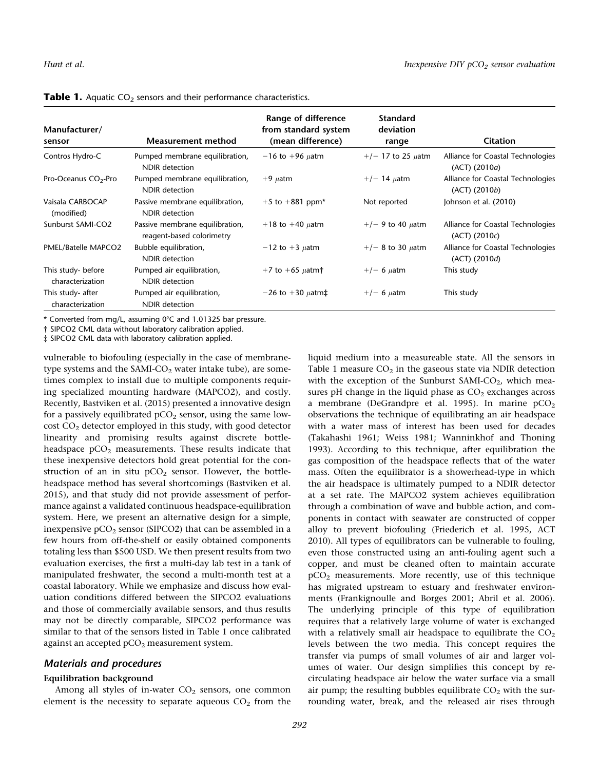**Table 1.** Aquatic $CO_2$ sensors and their performance characteristics.

| Manufacturer/ sensor | Measurement method | Range of difference from standard system (mean difference) | Standard deviation range | Citation |
|---|---|---|---|---|
| Contros Hydro-C | Pumped membrane equilibration, NDIR detection | −16 to +96 $\mu$atm | +/− 17 to 25 $\mu$atm | Alliance for Coastal Technologies (ACT) (2010*a*) |
| Pro-Oceanus $CO_2$-Pro | Pumped membrane equilibration, NDIR detection | +9 $\mu$atm | +/− 14 $\mu$atm | Alliance for Coastal Technologies (ACT) (2010*b*) |
| Vaisala CARBOCAP (modified) | Passive membrane equilibration, NDIR detection | +5 to +881 ppm* | Not reported | Johnson et al. (2010) |
| Sunburst SAMI-CO2 | Passive membrane equilibration, reagent-based colorimetry | +18 to +40 $\mu$atm | +/− 9 to 40 $\mu$atm | Alliance for Coastal Technologies (ACT) (2010*c*) |
| PMEL/Batelle MAPCO2 | Bubble equilibration, NDIR detection | −12 to +3 $\mu$atm | +/− 8 to 30 $\mu$atm | Alliance for Coastal Technologies (ACT) (2010*d*) |
| This study- before characterization | Pumped air equilibration, NDIR detection | +7 to +65 $\mu$atm† | +/− 6 $\mu$atm | This study |
| This study- after characterization | Pumped air equilibration, NDIR detection | −26 to +30 $\mu$atm‡ | +/− 6 $\mu$atm | This study |

* Converted from mg/L, assuming 0°C and 1.01325 bar pressure.

† SIPCO2 CML data without laboratory calibration applied.

‡ SIPCO2 CML data with laboratory calibration applied.

vulnerable to biofouling (especially in the case of membrane-type systems and the SAMI-$CO_2$ water intake tube), are sometimes complex to install due to multiple components requiring specialized mounting hardware (MAPCO2), and costly. Recently, Bastviken et al. (2015) presented a innovative design for a passively equilibrated $pCO_2$ sensor, using the same low-cost $CO_2$ detector employed in this study, with good detector linearity and promising results against discrete bottle-headspace $pCO_2$ measurements. These results indicate that these inexpensive detectors hold great potential for the construction of an in situ $pCO_2$ sensor. However, the bottle-headspace method has several shortcomings (Bastviken et al. 2015), and that study did not provide assessment of performance against a validated continuous headspace-equilibration system. Here, we present an alternative design for a simple, inexpensive $pCO_2$ sensor (SIPCO2) that can be assembled in a few hours from off-the-shelf or easily obtained components totaling less than $500 USD. We then present results from two evaluation exercises, the first a multi-day lab test in a tank of manipulated freshwater, the second a multi-month test at a coastal laboratory. While we emphasize and discuss how evaluation conditions differed between the SIPCO2 evaluations and those of commercially available sensors, and thus results may not be directly comparable, SIPCO2 performance was similar to that of the sensors listed in Table 1 once calibrated against an accepted $pCO_2$ measurement system.

## Materials and procedures

### Equilibration background

Among all styles of in-water $CO_2$ sensors, one common element is the necessity to separate aqueous $CO_2$ from the liquid medium into a measureable state. All the sensors in Table 1 measure $CO_2$ in the gaseous state via NDIR detection with the exception of the Sunburst SAMI-$CO_2$, which measures pH change in the liquid phase as $CO_2$ exchanges across a membrane (DeGrandpre et al. 1995). In marine $pCO_2$ observations the technique of equilibrating an air headspace with a water mass of interest has been used for decades (Takahashi 1961; Weiss 1981; Wanninkhof and Thoning 1993). According to this technique, after equilibration the gas composition of the headspace reflects that of the water mass. Often the equilibrator is a showerhead-type in which the air headspace is ultimately pumped to a NDIR detector at a set rate. The MAPCO2 system achieves equilibration through a combination of wave and bubble action, and components in contact with seawater are constructed of copper alloy to prevent biofouling (Friederich et al. 1995, ACT 2010). All types of equilibrators can be vulnerable to fouling, even those constructed using an anti-fouling agent such a copper, and must be cleaned often to maintain accurate $pCO_2$ measurements. More recently, use of this technique has migrated upstream to estuary and freshwater environments (Frankignoulle and Borges 2001; Abril et al. 2006). The underlying principle of this type of equilibration requires that a relatively large volume of water is exchanged with a relatively small air headspace to equilibrate the $CO_2$ levels between the two media. This concept requires the transfer via pumps of small volumes of air and larger volumes of water. Our design simplifies this concept by re-circulating headspace air below the water surface via a small air pump; the resulting bubbles equilibrate $CO_2$ with the surrounding water, break, and the released air rises through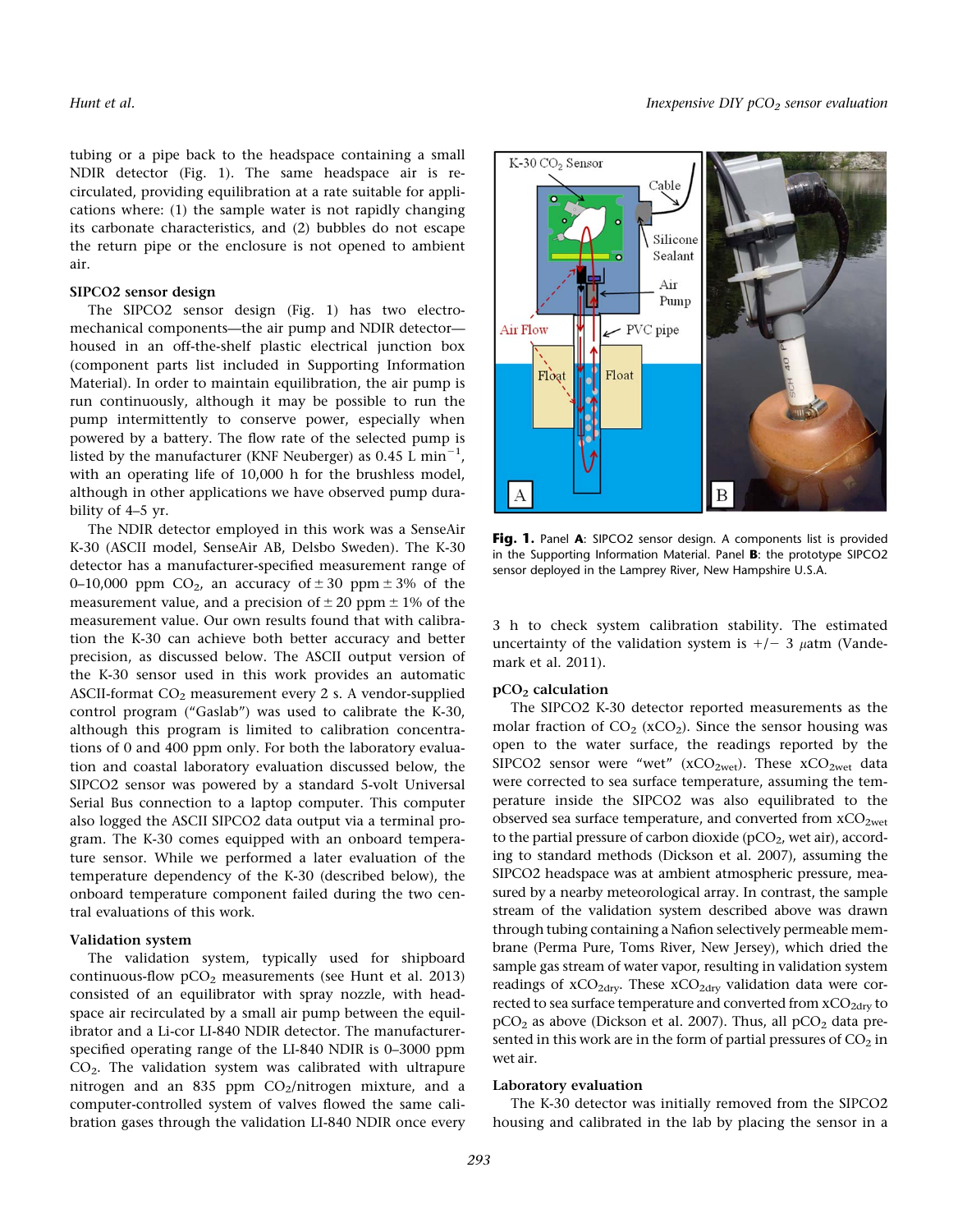tubing or a pipe back to the headspace containing a small NDIR detector (Fig. 1). The same headspace air is recirculated, providing equilibration at a rate suitable for applications where: (1) the sample water is not rapidly changing its carbonate characteristics, and (2) bubbles do not escape the return pipe or the enclosure is not opened to ambient air.

### SIPCO2 sensor design

The SIPCO2 sensor design (Fig. 1) has two electromechanical components—the air pump and NDIR detector—housed in an off-the-shelf plastic electrical junction box (component parts list included in Supporting Information Material). In order to maintain equilibration, the air pump is run continuously, although it may be possible to run the pump intermittently to conserve power, especially when powered by a battery. The flow rate of the selected pump is listed by the manufacturer (KNF Neuberger) as 0.45 L min$^{-1}$, with an operating life of 10,000 h for the brushless model, although in other applications we have observed pump durability of 4–5 yr.

The NDIR detector employed in this work was a SenseAir K-30 (ASCII model, SenseAir AB, Delsbo Sweden). The K-30 detector has a manufacturer-specified measurement range of 0–10,000 ppm $CO_2$, an accuracy of ± 30 ppm ± 3% of the measurement value, and a precision of ± 20 ppm ± 1% of the measurement value. Our own results found that with calibration the K-30 can achieve both better accuracy and better precision, as discussed below. The ASCII output version of the K-30 sensor used in this work provides an automatic ASCII-format $CO_2$ measurement every 2 s. A vendor-supplied control program ("Gaslab") was used to calibrate the K-30, although this program is limited to calibration concentrations of 0 and 400 ppm only. For both the laboratory evaluation and coastal laboratory evaluation discussed below, the SIPCO2 sensor was powered by a standard 5-volt Universal Serial Bus connection to a laptop computer. This computer also logged the ASCII SIPCO2 data output via a terminal program. The K-30 comes equipped with an onboard temperature sensor. While we performed a later evaluation of the temperature dependency of the K-30 (described below), the onboard temperature component failed during the two central evaluations of this work.

### Validation system

The validation system, typically used for shipboard continuous-flow $pCO_2$ measurements (see Hunt et al. 2013) consisted of an equilibrator with spray nozzle, with headspace air recirculated by a small air pump between the equilibrator and a Li-cor LI-840 NDIR detector. The manufacturer-specified operating range of the LI-840 NDIR is 0–3000 ppm $CO_2$. The validation system was calibrated with ultrapure nitrogen and an 835 ppm $CO_2$/nitrogen mixture, and a computer-controlled system of valves flowed the same calibration gases through the validation LI-840 NDIR once every 3 h to check system calibration stability. The estimated uncertainty of the validation system is +/− 3 $\mu$atm (Vandemark et al. 2011).

**Fig. 1.** Panel **A**: SIPCO2 sensor design. A components list is provided in the Supporting Information Material. Panel **B**: the prototype SIPCO2 sensor deployed in the Lamprey River, New Hampshire U.S.A.

### $pCO_2$ calculation

The SIPCO2 K-30 detector reported measurements as the molar fraction of $CO_2$ ($xCO_2$). Since the sensor housing was open to the water surface, the readings reported by the SIPCO2 sensor were "wet" ($xCO_{2wet}$). These $xCO_{2wet}$ data were corrected to sea surface temperature, assuming the temperature inside the SIPCO2 was also equilibrated to the observed sea surface temperature, and converted from $xCO_{2wet}$ to the partial pressure of carbon dioxide ($pCO_2$, wet air), according to standard methods (Dickson et al. 2007), assuming the SIPCO2 headspace was at ambient atmospheric pressure, measured by a nearby meteorological array. In contrast, the sample stream of the validation system described above was drawn through tubing containing a Nafion selectively permeable membrane (Perma Pure, Toms River, New Jersey), which dried the sample gas stream of water vapor, resulting in validation system readings of $xCO_{2dry}$. These $xCO_{2dry}$ validation data were corrected to sea surface temperature and converted from $xCO_{2dry}$ to $pCO_2$ as above (Dickson et al. 2007). Thus, all $pCO_2$ data presented in this work are in the form of partial pressures of $CO_2$ in wet air.

### Laboratory evaluation

The K-30 detector was initially removed from the SIPCO2 housing and calibrated in the lab by placing the sensor in a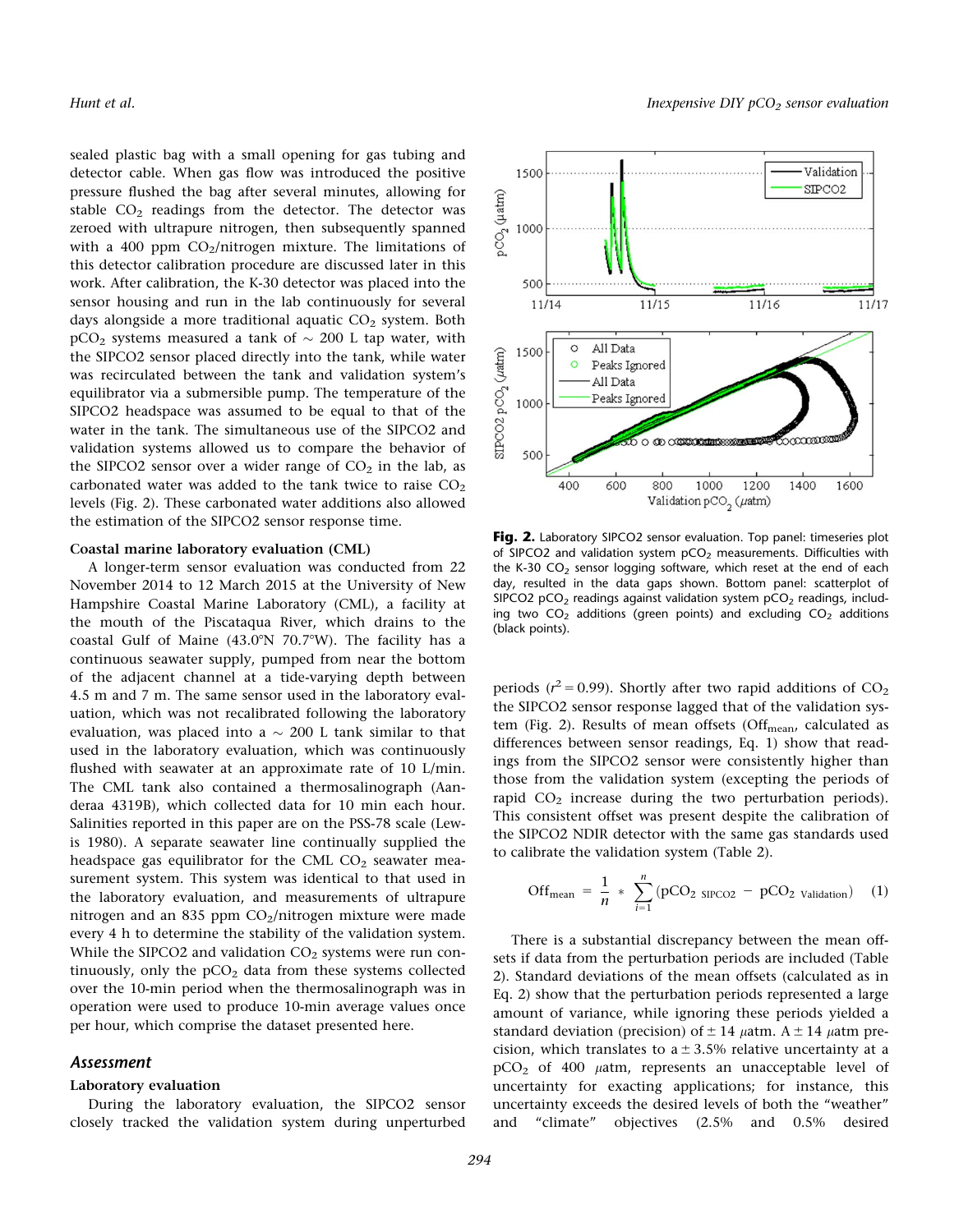sealed plastic bag with a small opening for gas tubing and detector cable. When gas flow was introduced the positive pressure flushed the bag after several minutes, allowing for stable $CO_2$ readings from the detector. The detector was zeroed with ultrapure nitrogen, then subsequently spanned with a 400 ppm $CO_2$/nitrogen mixture. The limitations of this detector calibration procedure are discussed later in this work. After calibration, the K-30 detector was placed into the sensor housing and run in the lab continuously for several days alongside a more traditional aquatic $CO_2$ system. Both $pCO_2$ systems measured a tank of ~ 200 L tap water, with the SIPCO2 sensor placed directly into the tank, while water was recirculated between the tank and validation system's equilibrator via a submersible pump. The temperature of the SIPCO2 headspace was assumed to be equal to that of the water in the tank. The simultaneous use of the SIPCO2 and validation systems allowed us to compare the behavior of the SIPCO2 sensor over a wider range of $CO_2$ in the lab, as carbonated water was added to the tank twice to raise $CO_2$ levels (Fig. 2). These carbonated water additions also allowed the estimation of the SIPCO2 sensor response time.

**Coastal marine laboratory evaluation (CML)**

A longer-term sensor evaluation was conducted from 22 November 2014 to 12 March 2015 at the University of New Hampshire Coastal Marine Laboratory (CML), a facility at the mouth of the Piscataqua River, which drains to the coastal Gulf of Maine (43.0°N 70.7°W). The facility has a continuous seawater supply, pumped from near the bottom of the adjacent channel at a tide-varying depth between 4.5 m and 7 m. The same sensor used in the laboratory evaluation, which was not recalibrated following the laboratory evaluation, was placed into a ~ 200 L tank similar to that used in the laboratory evaluation, which was continuously flushed with seawater at an approximate rate of 10 L/min. The CML tank also contained a thermosalinograph (Aanderaa 4319B), which collected data for 10 min each hour. Salinities reported in this paper are on the PSS-78 scale (Lewis 1980). A separate seawater line continually supplied the headspace gas equilibrator for the CML $CO_2$ seawater measurement system. This system was identical to that used in the laboratory evaluation, and measurements of ultrapure nitrogen and an 835 ppm $CO_2$/nitrogen mixture were made every 4 h to determine the stability of the validation system. While the SIPCO2 and validation $CO_2$ systems were run continuously, only the $pCO_2$ data from these systems collected over the 10-min period when the thermosalinograph was in operation were used to produce 10-min average values once per hour, which comprise the dataset presented here.

## *Assessment*

**Laboratory evaluation**

During the laboratory evaluation, the SIPCO2 sensor closely tracked the validation system during unperturbed periods ($r^2 = 0.99$). Shortly after two rapid additions of $CO_2$ the SIPCO2 sensor response lagged that of the validation system (Fig. 2). Results of mean offsets ($\text{Off}_{\text{mean}}$, calculated as differences between sensor readings, Eq. 1) show that readings from the SIPCO2 sensor were consistently higher than those from the validation system (excepting the periods of rapid $CO_2$ increase during the two perturbation periods). This consistent offset was present despite the calibration of the SIPCO2 NDIR detector with the same gas standards used to calibrate the validation system (Table 2).

$$\text{Off}_{\text{mean}} = \frac{1}{n} * \sum_{i=1}^{n} (\text{pCO}_{2\ \text{SIPCO2}} - \text{pCO}_{2\ \text{Validation}}) \quad (1)$$

There is a substantial discrepancy between the mean offsets if data from the perturbation periods are included (Table 2). Standard deviations of the mean offsets (calculated as in Eq. 2) show that the perturbation periods represented a large amount of variance, while ignoring these periods yielded a standard deviation (precision) of $\pm$ 14 $\mu$atm. A $\pm$ 14 $\mu$atm precision, which translates to a $\pm$ 3.5% relative uncertainty at a $pCO_2$ of 400 $\mu$atm, represents an unacceptable level of uncertainty for exacting applications; for instance, this uncertainty exceeds the desired levels of both the "weather" and "climate" objectives (2.5% and 0.5% desired

**Fig. 2.** Laboratory SIPCO2 sensor evaluation. Top panel: timeseries plot of SIPCO2 and validation system $pCO_2$ measurements. Difficulties with the K-30 $CO_2$ sensor logging software, which reset at the end of each day, resulted in the data gaps shown. Bottom panel: scatterplot of SIPCO2 $pCO_2$ readings against validation system $pCO_2$ readings, including two $CO_2$ additions (green points) and excluding $CO_2$ additions (black points).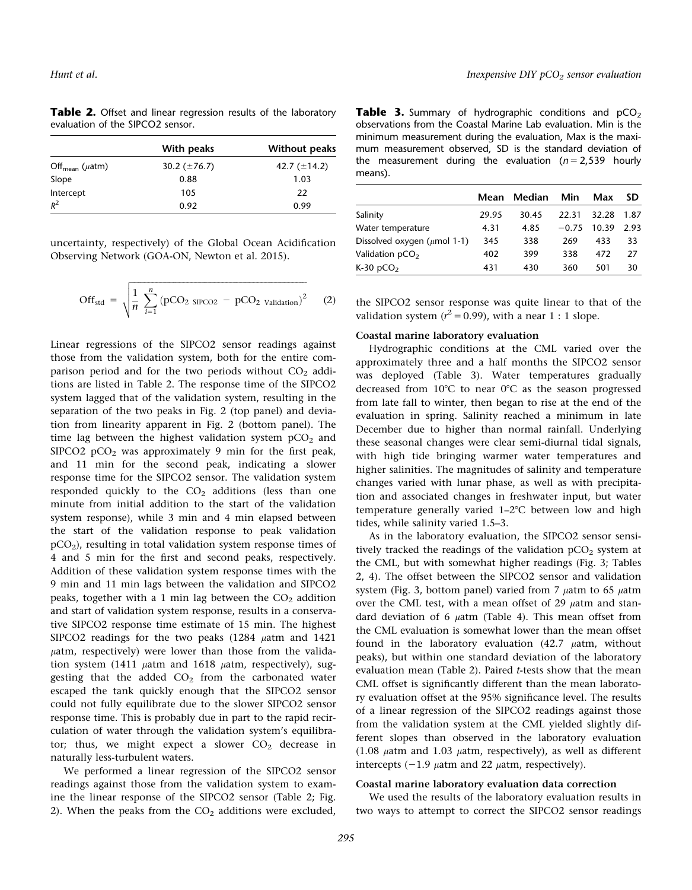**Table 2.** Offset and linear regression results of the laboratory evaluation of the SIPCO2 sensor.

| | With peaks | Without peaks |
|---|---|---|
| $\mathrm{Off}_{mean}$ ($\mu$atm) | 30.2 ($\pm$76.7) | 42.7 ($\pm$14.2) |
| Slope | 0.88 | 1.03 |
| Intercept | 105 | 22 |
| $R^2$ | 0.92 | 0.99 |

uncertainty, respectively) of the Global Ocean Acidification Observing Network (GOA-ON, Newton et al. 2015).

$$\mathrm{Off}_{std} = \sqrt{\frac{1}{n}\sum_{i=1}^{n}\left(\mathrm{pCO_2}_{\ \mathrm{SIPCO2}} - \mathrm{pCO_2}_{\ \mathrm{Validation}}\right)^2} \quad (2)$$

Linear regressions of the SIPCO2 sensor readings against those from the validation system, both for the entire comparison period and for the two periods without $CO_2$ additions are listed in Table 2. The response time of the SIPCO2 system lagged that of the validation system, resulting in the separation of the two peaks in Fig. 2 (top panel) and deviation from linearity apparent in Fig. 2 (bottom panel). The time lag between the highest validation system $pCO_2$ and SIPCO2 $pCO_2$ was approximately 9 min for the first peak, and 11 min for the second peak, indicating a slower response time for the SIPCO2 sensor. The validation system responded quickly to the $CO_2$ additions (less than one minute from initial addition to the start of the validation system response), while 3 min and 4 min elapsed between the start of the validation response to peak validation $pCO_2$), resulting in total validation system response times of 4 and 5 min for the first and second peaks, respectively. Addition of these validation system response times with the 9 min and 11 min lags between the validation and SIPCO2 peaks, together with a 1 min lag between the $CO_2$ addition and start of validation system response, results in a conservative SIPCO2 response time estimate of 15 min. The highest SIPCO2 readings for the two peaks (1284 $\mu$atm and 1421 $\mu$atm, respectively) were lower than those from the validation system (1411 $\mu$atm and 1618 $\mu$atm, respectively), suggesting that the added $CO_2$ from the carbonated water escaped the tank quickly enough that the SIPCO2 sensor could not fully equilibrate due to the slower SIPCO2 sensor response time. This is probably due in part to the rapid recirculation of water through the validation system's equilibrator; thus, we might expect a slower $CO_2$ decrease in naturally less-turbulent waters.

We performed a linear regression of the SIPCO2 sensor readings against those from the validation system to examine the linear response of the SIPCO2 sensor (Table 2; Fig. 2). When the peaks from the $CO_2$ additions were excluded, the SIPCO2 sensor response was quite linear to that of the validation system ($r^2 = 0.99$), with a near 1 : 1 slope.

**Table 3.** Summary of hydrographic conditions and $pCO_2$ observations from the Coastal Marine Lab evaluation. Min is the minimum measurement during the evaluation, Max is the maximum measurement observed, SD is the standard deviation of the measurement during the evaluation ($n = 2{,}539$ hourly means).

| | Mean | Median | Min | Max | SD |
|---|---|---|---|---|---|
| Salinity | 29.95 | 30.45 | 22.31 | 32.28 | 1.87 |
| Water temperature | 4.31 | 4.85 | −0.75 | 10.39 | 2.93 |
| Dissolved oxygen ($\mu$mol 1-1) | 345 | 338 | 269 | 433 | 33 |
| Validation $pCO_2$ | 402 | 399 | 338 | 472 | 27 |
| K-30 $pCO_2$ | 431 | 430 | 360 | 501 | 30 |

### Coastal marine laboratory evaluation

Hydrographic conditions at the CML varied over the approximately three and a half months the SIPCO2 sensor was deployed (Table 3). Water temperatures gradually decreased from 10°C to near 0°C as the season progressed from late fall to winter, then began to rise at the end of the evaluation in spring. Salinity reached a minimum in late December due to higher than normal rainfall. Underlying these seasonal changes were clear semi-diurnal tidal signals, with high tide bringing warmer water temperatures and higher salinities. The magnitudes of salinity and temperature changes varied with lunar phase, as well as with precipitation and associated changes in freshwater input, but water temperature generally varied 1–2°C between low and high tides, while salinity varied 1.5–3.

As in the laboratory evaluation, the SIPCO2 sensor sensitively tracked the readings of the validation $pCO_2$ system at the CML, but with somewhat higher readings (Fig. 3; Tables 2, 4). The offset between the SIPCO2 sensor and validation system (Fig. 3, bottom panel) varied from 7 $\mu$atm to 65 $\mu$atm over the CML test, with a mean offset of 29 $\mu$atm and standard deviation of 6 $\mu$atm (Table 4). This mean offset from the CML evaluation is somewhat lower than the mean offset found in the laboratory evaluation (42.7 $\mu$atm, without peaks), but within one standard deviation of the laboratory evaluation mean (Table 2). Paired *t*-tests show that the mean CML offset is significantly different than the mean laboratory evaluation offset at the 95% significance level. The results of a linear regression of the SIPCO2 readings against those from the validation system at the CML yielded slightly different slopes than observed in the laboratory evaluation (1.08 $\mu$atm and 1.03 $\mu$atm, respectively), as well as different intercepts (−1.9 $\mu$atm and 22 $\mu$atm, respectively).

### Coastal marine laboratory evaluation data correction

We used the results of the laboratory evaluation results in two ways to attempt to correct the SIPCO2 sensor readings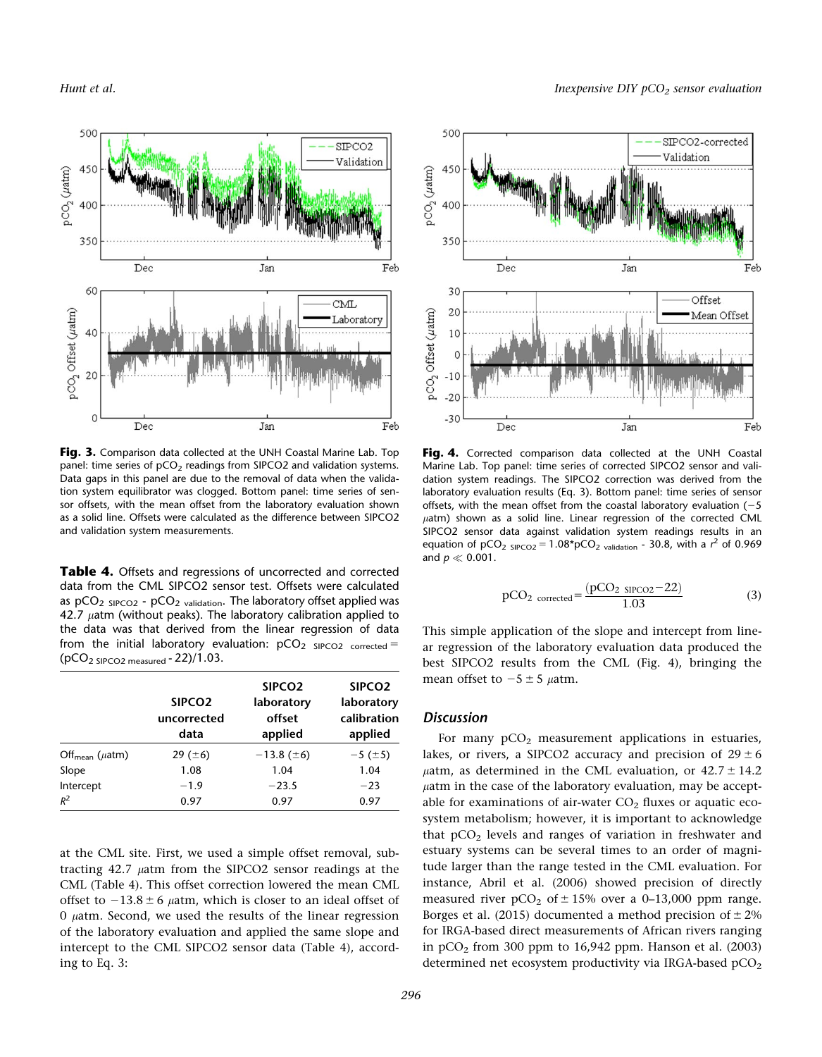**Fig. 3.** Comparison data collected at the UNH Coastal Marine Lab. Top panel: time series of $pCO_2$ readings from SIPCO2 and validation systems. Data gaps in this panel are due to the removal of data when the validation system equilibrator was clogged. Bottom panel: time series of sensor offsets, with the mean offset from the laboratory evaluation shown as a solid line. Offsets were calculated as the difference between SIPCO2 and validation system measurements.

**Table 4.** Offsets and regressions of uncorrected and corrected data from the CML SIPCO2 sensor test. Offsets were calculated as $pCO_{2\ SIPCO2}$ - $pCO_{2\ validation}$. The laboratory offset applied was 42.7 $\mu$atm (without peaks). The laboratory calibration applied to the data was that derived from the linear regression of data from the initial laboratory evaluation: $pCO_{2\ SIPCO2\ corrected} = (pCO_{2\ SIPCO2\ measured} - 22)/1.03$.

| | SIPCO2 uncorrected data | SIPCO2 laboratory offset applied | SIPCO2 laboratory calibration applied |
|---|---|---|---|
| $Off_{mean}$ ($\mu$atm) | 29 ($\pm$6) | −13.8 ($\pm$6) | −5 ($\pm$5) |
| Slope | 1.08 | 1.04 | 1.04 |
| Intercept | −1.9 | −23.5 | −23 |
| $R^2$ | 0.97 | 0.97 | 0.97 |

at the CML site. First, we used a simple offset removal, subtracting 42.7 $\mu$atm from the SIPCO2 sensor readings at the CML (Table 4). This offset correction lowered the mean CML offset to $-13.8 \pm 6$ $\mu$atm, which is closer to an ideal offset of 0 $\mu$atm. Second, we used the results of the linear regression of the laboratory evaluation and applied the same slope and intercept to the CML SIPCO2 sensor data (Table 4), according to Eq. 3:

**Fig. 4.** Corrected comparison data collected at the UNH Coastal Marine Lab. Top panel: time series of corrected SIPCO2 sensor and validation system readings. The SIPCO2 correction was derived from the laboratory evaluation results (Eq. 3). Bottom panel: time series of sensor offsets, with the mean offset from the coastal laboratory evaluation (−5 $\mu$atm) shown as a solid line. Linear regression of the corrected CML SIPCO2 sensor data against validation system readings results in an equation of $pCO_{2\ SIPCO2} = 1.08 * pCO_{2\ validation} - 30.8$, with a $r^2$ of 0.969 and $p \ll 0.001$.

$$pCO_{2\ corrected} = \frac{(pCO_{2\ SIPCO2} - 22)}{1.03} \quad (3)$$

This simple application of the slope and intercept from linear regression of the laboratory evaluation data produced the best SIPCO2 results from the CML (Fig. 4), bringing the mean offset to $-5 \pm 5$ $\mu$atm.

## Discussion

For many $pCO_2$ measurement applications in estuaries, lakes, or rivers, a SIPCO2 accuracy and precision of $29 \pm 6$ $\mu$atm, as determined in the CML evaluation, or $42.7 \pm 14.2$ $\mu$atm in the case of the laboratory evaluation, may be acceptable for examinations of air-water $CO_2$ fluxes or aquatic ecosystem metabolism; however, it is important to acknowledge that $pCO_2$ levels and ranges of variation in freshwater and estuary systems can be several times to an order of magnitude larger than the range tested in the CML evaluation. For instance, Abril et al. (2006) showed precision of directly measured river $pCO_2$ of $\pm$ 15% over a 0–13,000 ppm range. Borges et al. (2015) documented a method precision of $\pm$ 2% for IRGA-based direct measurements of African rivers ranging in $pCO_2$ from 300 ppm to 16,942 ppm. Hanson et al. (2003) determined net ecosystem productivity via IRGA-based $pCO_2$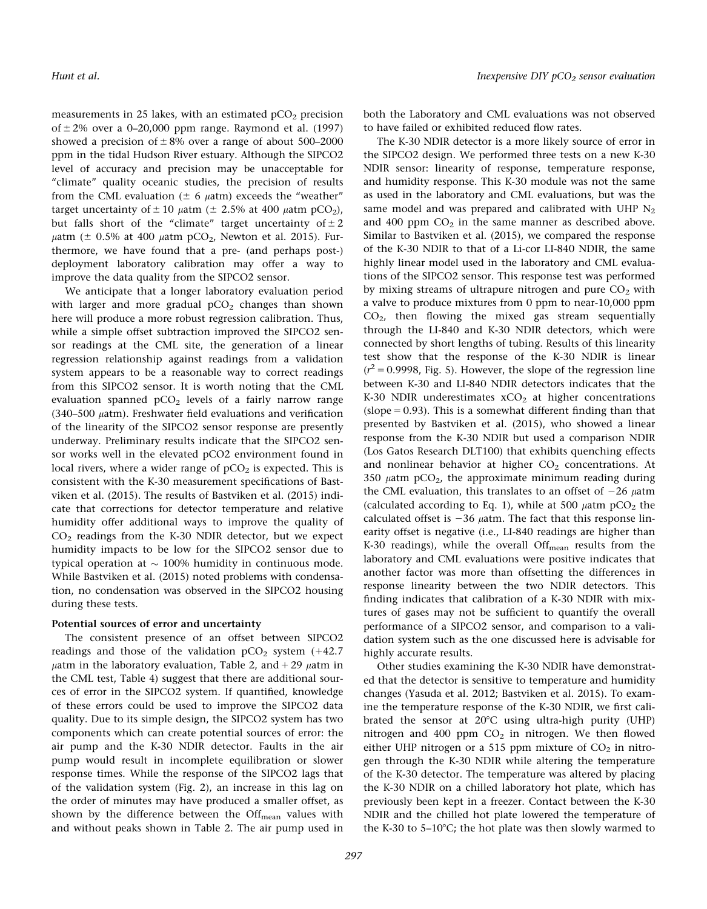measurements in 25 lakes, with an estimated $pCO_2$ precision of $\pm 2\%$ over a 0–20,000 ppm range. Raymond et al. (1997) showed a precision of $\pm 8\%$ over a range of about 500–2000 ppm in the tidal Hudson River estuary. Although the SIPCO2 level of accuracy and precision may be unacceptable for "climate" quality oceanic studies, the precision of results from the CML evaluation ($\pm$ 6 $\mu$atm) exceeds the "weather" target uncertainty of $\pm 10$ $\mu$atm ($\pm$ 2.5% at 400 $\mu$atm $pCO_2$), but falls short of the "climate" target uncertainty of $\pm 2$ $\mu$atm ($\pm$ 0.5% at 400 $\mu$atm $pCO_2$, Newton et al. 2015). Furthermore, we have found that a pre- (and perhaps post-) deployment laboratory calibration may offer a way to improve the data quality from the SIPCO2 sensor.

We anticipate that a longer laboratory evaluation period with larger and more gradual $pCO_2$ changes than shown here will produce a more robust regression calibration. Thus, while a simple offset subtraction improved the SIPCO2 sensor readings at the CML site, the generation of a linear regression relationship against readings from a validation system appears to be a reasonable way to correct readings from this SIPCO2 sensor. It is worth noting that the CML evaluation spanned $pCO_2$ levels of a fairly narrow range (340–500 $\mu$atm). Freshwater field evaluations and verification of the linearity of the SIPCO2 sensor response are presently underway. Preliminary results indicate that the SIPCO2 sensor works well in the elevated pCO2 environment found in local rivers, where a wider range of $pCO_2$ is expected. This is consistent with the K-30 measurement specifications of Bastviken et al. (2015). The results of Bastviken et al. (2015) indicate that corrections for detector temperature and relative humidity offer additional ways to improve the quality of $CO_2$ readings from the K-30 NDIR detector, but we expect humidity impacts to be low for the SIPCO2 sensor due to typical operation at $\sim$ 100% humidity in continuous mode. While Bastviken et al. (2015) noted problems with condensation, no condensation was observed in the SIPCO2 housing during these tests.

**Potential sources of error and uncertainty**

The consistent presence of an offset between SIPCO2 readings and those of the validation $pCO_2$ system (+42.7 $\mu$atm in the laboratory evaluation, Table 2, and + 29 $\mu$atm in the CML test, Table 4) suggest that there are additional sources of error in the SIPCO2 system. If quantified, knowledge of these errors could be used to improve the SIPCO2 data quality. Due to its simple design, the SIPCO2 system has two components which can create potential sources of error: the air pump and the K-30 NDIR detector. Faults in the air pump would result in incomplete equilibration or slower response times. While the response of the SIPCO2 lags that of the validation system (Fig. 2), an increase in this lag on the order of minutes may have produced a smaller offset, as shown by the difference between the $Off_{mean}$ values with and without peaks shown in Table 2. The air pump used in both the Laboratory and CML evaluations was not observed to have failed or exhibited reduced flow rates.

The K-30 NDIR detector is a more likely source of error in the SIPCO2 design. We performed three tests on a new K-30 NDIR sensor: linearity of response, temperature response, and humidity response. This K-30 module was not the same as used in the laboratory and CML evaluations, but was the same model and was prepared and calibrated with UHP $N_2$ and 400 ppm $CO_2$ in the same manner as described above. Similar to Bastviken et al. (2015), we compared the response of the K-30 NDIR to that of a Li-cor LI-840 NDIR, the same highly linear model used in the laboratory and CML evaluations of the SIPCO2 sensor. This response test was performed by mixing streams of ultrapure nitrogen and pure $CO_2$ with a valve to produce mixtures from 0 ppm to near-10,000 ppm $CO_2$, then flowing the mixed gas stream sequentially through the LI-840 and K-30 NDIR detectors, which were connected by short lengths of tubing. Results of this linearity test show that the response of the K-30 NDIR is linear ($r^2 = 0.9998$, Fig. 5). However, the slope of the regression line between K-30 and LI-840 NDIR detectors indicates that the K-30 NDIR underestimates $xCO_2$ at higher concentrations (slope = 0.93). This is a somewhat different finding than that presented by Bastviken et al. (2015), who showed a linear response from the K-30 NDIR but used a comparison NDIR (Los Gatos Research DLT100) that exhibits quenching effects and nonlinear behavior at higher $CO_2$ concentrations. At 350 $\mu$atm $pCO_2$, the approximate minimum reading during the CML evaluation, this translates to an offset of $-26$ $\mu$atm (calculated according to Eq. 1), while at 500 $\mu$atm $pCO_2$ the calculated offset is $-36$ $\mu$atm. The fact that this response linearity offset is negative (i.e., LI-840 readings are higher than K-30 readings), while the overall $Off_{mean}$ results from the laboratory and CML evaluations were positive indicates that another factor was more than offsetting the differences in response linearity between the two NDIR detectors. This finding indicates that calibration of a K-30 NDIR with mixtures of gases may not be sufficient to quantify the overall performance of a SIPCO2 sensor, and comparison to a validation system such as the one discussed here is advisable for highly accurate results.

Other studies examining the K-30 NDIR have demonstrated that the detector is sensitive to temperature and humidity changes (Yasuda et al. 2012; Bastviken et al. 2015). To examine the temperature response of the K-30 NDIR, we first calibrated the sensor at 20°C using ultra-high purity (UHP) nitrogen and 400 ppm $CO_2$ in nitrogen. We then flowed either UHP nitrogen or a 515 ppm mixture of $CO_2$ in nitrogen through the K-30 NDIR while altering the temperature of the K-30 detector. The temperature was altered by placing the K-30 NDIR on a chilled laboratory hot plate, which has previously been kept in a freezer. Contact between the K-30 NDIR and the chilled hot plate lowered the temperature of the K-30 to 5–10°C; the hot plate was then slowly warmed to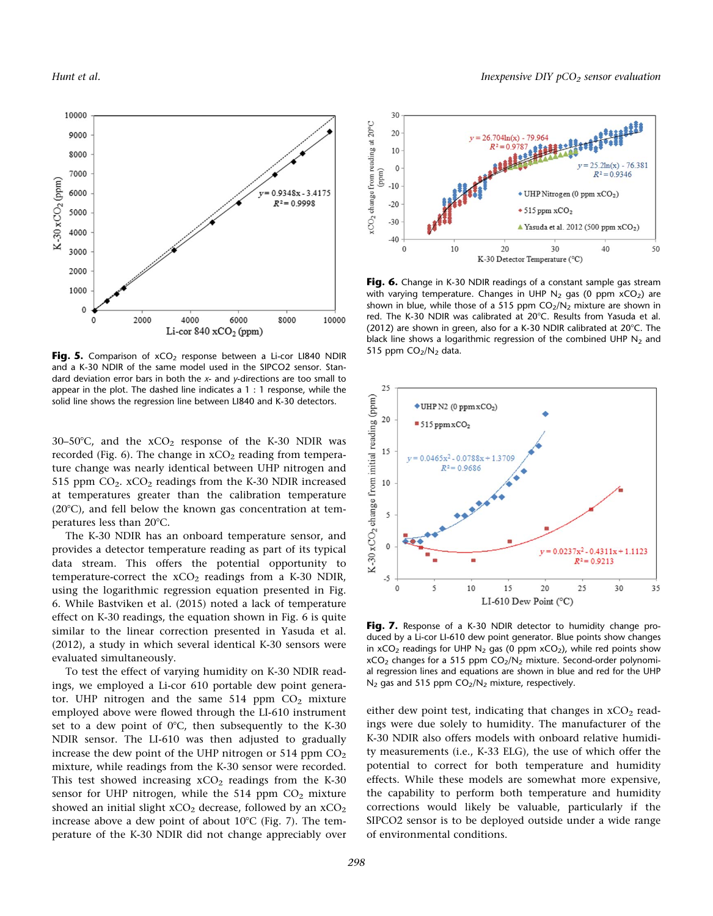Fig. 5. Comparison of $xCO_2$ response between a Li-cor LI840 NDIR and a K-30 NDIR of the same model used in the SIPCO2 sensor. Standard deviation error bars in both the x- and y-directions are too small to appear in the plot. The dashed line indicates a 1 : 1 response, while the solid line shows the regression line between LI840 and K-30 detectors.

30–50°C, and the $xCO_2$ response of the K-30 NDIR was recorded (Fig. 6). The change in $xCO_2$ reading from temperature change was nearly identical between UHP nitrogen and 515 ppm $CO_2$. $xCO_2$ readings from the K-30 NDIR increased at temperatures greater than the calibration temperature (20°C), and fell below the known gas concentration at temperatures less than 20°C.

The K-30 NDIR has an onboard temperature sensor, and provides a detector temperature reading as part of its typical data stream. This offers the potential opportunity to temperature-correct the $xCO_2$ readings from a K-30 NDIR, using the logarithmic regression equation presented in Fig. 6. While Bastviken et al. (2015) noted a lack of temperature effect on K-30 readings, the equation shown in Fig. 6 is quite similar to the linear correction presented in Yasuda et al. (2012), a study in which several identical K-30 sensors were evaluated simultaneously.

To test the effect of varying humidity on K-30 NDIR readings, we employed a Li-cor 610 portable dew point generator. UHP nitrogen and the same 514 ppm $CO_2$ mixture employed above were flowed through the LI-610 instrument set to a dew point of 0°C, then subsequently to the K-30 NDIR sensor. The LI-610 was then adjusted to gradually increase the dew point of the UHP nitrogen or 514 ppm $CO_2$ mixture, while readings from the K-30 sensor were recorded. This test showed increasing $xCO_2$ readings from the K-30 sensor for UHP nitrogen, while the 514 ppm $CO_2$ mixture showed an initial slight $xCO_2$ decrease, followed by an $xCO_2$ increase above a dew point of about 10°C (Fig. 7). The temperature of the K-30 NDIR did not change appreciably over either dew point test, indicating that changes in $xCO_2$ readings were due solely to humidity. The manufacturer of the K-30 NDIR also offers models with onboard relative humidity measurements (i.e., K-33 ELG), the use of which offer the potential to correct for both temperature and humidity effects. While these models are somewhat more expensive, the capability to perform both temperature and humidity corrections would likely be valuable, particularly if the SIPCO2 sensor is to be deployed outside under a wide range of environmental conditions.

Fig. 6. Change in K-30 NDIR readings of a constant sample gas stream with varying temperature. Changes in UHP $N_2$ gas (0 ppm $xCO_2$) are shown in blue, while those of a 515 ppm $CO_2/N_2$ mixture are shown in red. The K-30 NDIR was calibrated at 20°C. Results from Yasuda et al. (2012) are shown in green, also for a K-30 NDIR calibrated at 20°C. The black line shows a logarithmic regression of the combined UHP $N_2$ and 515 ppm $CO_2/N_2$ data.

Fig. 7. Response of a K-30 NDIR detector to humidity change produced by a Li-cor LI-610 dew point generator. Blue points show changes in $xCO_2$ readings for UHP $N_2$ gas (0 ppm $xCO_2$), while red points show $xCO_2$ changes for a 515 ppm $CO_2/N_2$ mixture. Second-order polynomial regression lines and equations are shown in blue and red for the UHP $N_2$ gas and 515 ppm $CO_2/N_2$ mixture, respectively.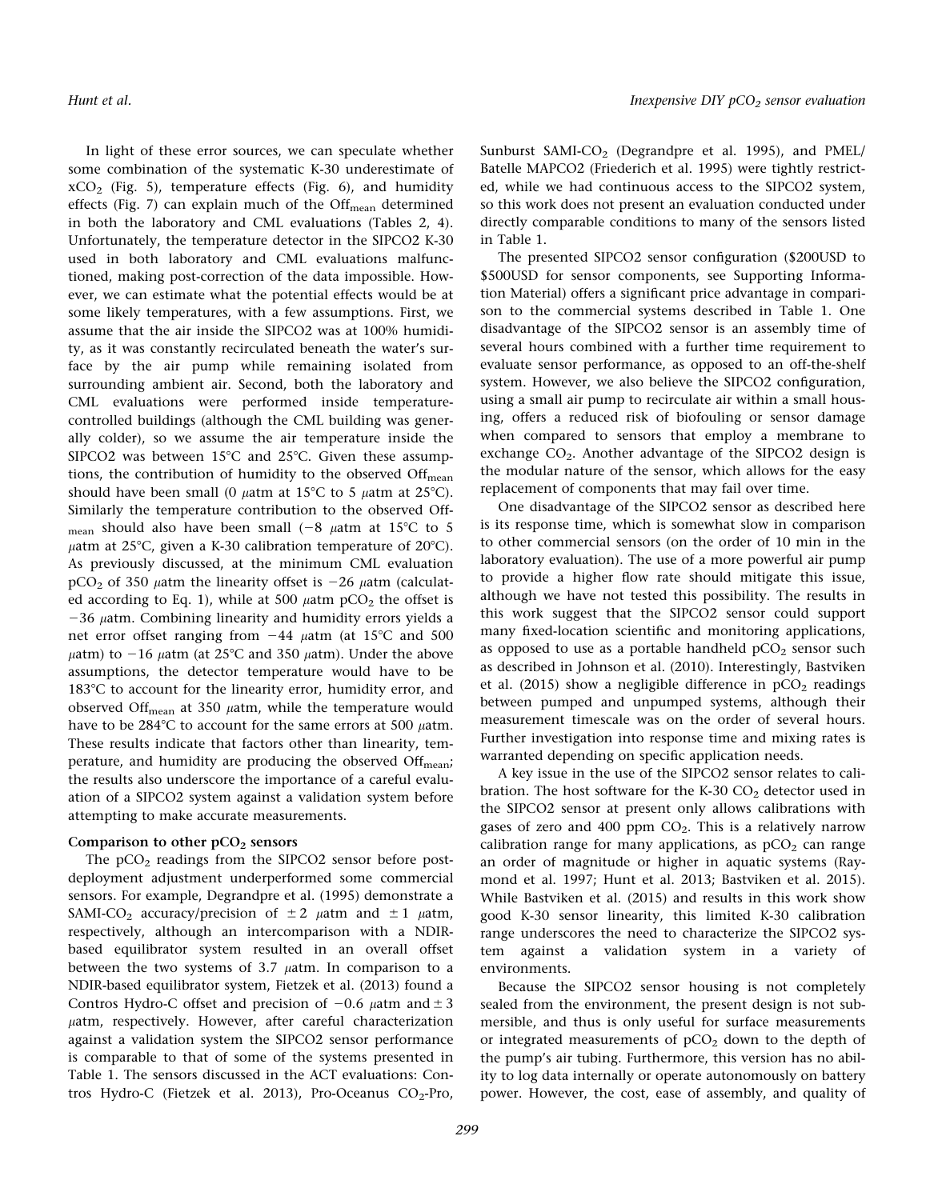In light of these error sources, we can speculate whether some combination of the systematic K-30 underestimate of $xCO_2$ (Fig. 5), temperature effects (Fig. 6), and humidity effects (Fig. 7) can explain much of the $Off_{mean}$ determined in both the laboratory and CML evaluations (Tables 2, 4). Unfortunately, the temperature detector in the SIPCO2 K-30 used in both laboratory and CML evaluations malfunctioned, making post-correction of the data impossible. However, we can estimate what the potential effects would be at some likely temperatures, with a few assumptions. First, we assume that the air inside the SIPCO2 was at 100% humidity, as it was constantly recirculated beneath the water's surface by the air pump while remaining isolated from surrounding ambient air. Second, both the laboratory and CML evaluations were performed inside temperature-controlled buildings (although the CML building was generally colder), so we assume the air temperature inside the SIPCO2 was between 15°C and 25°C. Given these assumptions, the contribution of humidity to the observed $Off_{mean}$ should have been small (0 $\mu$atm at 15°C to 5 $\mu$atm at 25°C). Similarly the temperature contribution to the observed $Off_{mean}$ should also have been small (−8 $\mu$atm at 15°C to 5 $\mu$atm at 25°C, given a K-30 calibration temperature of 20°C). As previously discussed, at the minimum CML evaluation $pCO_2$ of 350 $\mu$atm the linearity offset is −26 $\mu$atm (calculated according to Eq. 1), while at 500 $\mu$atm $pCO_2$ the offset is −36 $\mu$atm. Combining linearity and humidity errors yields a net error offset ranging from −44 $\mu$atm (at 15°C and 500 $\mu$atm) to −16 $\mu$atm (at 25°C and 350 $\mu$atm). Under the above assumptions, the detector temperature would have to be 183°C to account for the linearity error, humidity error, and observed $Off_{mean}$ at 350 $\mu$atm, while the temperature would have to be 284°C to account for the same errors at 500 $\mu$atm. These results indicate that factors other than linearity, temperature, and humidity are producing the observed $Off_{mean}$; the results also underscore the importance of a careful evaluation of a SIPCO2 system against a validation system before attempting to make accurate measurements.

**Comparison to other $pCO_2$ sensors**

The $pCO_2$ readings from the SIPCO2 sensor before post-deployment adjustment underperformed some commercial sensors. For example, Degrandpre et al. (1995) demonstrate a SAMI-$CO_2$ accuracy/precision of ± 2 $\mu$atm and ± 1 $\mu$atm, respectively, although an intercomparison with a NDIR-based equilibrator system resulted in an overall offset between the two systems of 3.7 $\mu$atm. In comparison to a NDIR-based equilibrator system, Fietzek et al. (2013) found a Contros Hydro-C offset and precision of −0.6 $\mu$atm and ± 3 $\mu$atm, respectively. However, after careful characterization against a validation system the SIPCO2 sensor performance is comparable to that of some of the systems presented in Table 1. The sensors discussed in the ACT evaluations: Contros Hydro-C (Fietzek et al. 2013), Pro-Oceanus $CO_2$-Pro, Sunburst SAMI-$CO_2$ (Degrandpre et al. 1995), and PMEL/Batelle MAPCO2 (Friederich et al. 1995) were tightly restricted, while we had continuous access to the SIPCO2 system, so this work does not present an evaluation conducted under directly comparable conditions to many of the sensors listed in Table 1.

The presented SIPCO2 sensor configuration (\$200USD to \$500USD for sensor components, see Supporting Information Material) offers a significant price advantage in comparison to the commercial systems described in Table 1. One disadvantage of the SIPCO2 sensor is an assembly time of several hours combined with a further time requirement to evaluate sensor performance, as opposed to an off-the-shelf system. However, we also believe the SIPCO2 configuration, using a small air pump to recirculate air within a small housing, offers a reduced risk of biofouling or sensor damage when compared to sensors that employ a membrane to exchange $CO_2$. Another advantage of the SIPCO2 design is the modular nature of the sensor, which allows for the easy replacement of components that may fail over time.

One disadvantage of the SIPCO2 sensor as described here is its response time, which is somewhat slow in comparison to other commercial sensors (on the order of 10 min in the laboratory evaluation). The use of a more powerful air pump to provide a higher flow rate should mitigate this issue, although we have not tested this possibility. The results in this work suggest that the SIPCO2 sensor could support many fixed-location scientific and monitoring applications, as opposed to use as a portable handheld $pCO_2$ sensor such as described in Johnson et al. (2010). Interestingly, Bastviken et al. (2015) show a negligible difference in $pCO_2$ readings between pumped and unpumped systems, although their measurement timescale was on the order of several hours. Further investigation into response time and mixing rates is warranted depending on specific application needs.

A key issue in the use of the SIPCO2 sensor relates to calibration. The host software for the K-30 $CO_2$ detector used in the SIPCO2 sensor at present only allows calibrations with gases of zero and 400 ppm $CO_2$. This is a relatively narrow calibration range for many applications, as $pCO_2$ can range an order of magnitude or higher in aquatic systems (Raymond et al. 1997; Hunt et al. 2013; Bastviken et al. 2015). While Bastviken et al. (2015) and results in this work show good K-30 sensor linearity, this limited K-30 calibration range underscores the need to characterize the SIPCO2 system against a validation system in a variety of environments.

Because the SIPCO2 sensor housing is not completely sealed from the environment, the present design is not submersible, and thus is only useful for surface measurements or integrated measurements of $pCO_2$ down to the depth of the pump's air tubing. Furthermore, this version has no ability to log data internally or operate autonomously on battery power. However, the cost, ease of assembly, and quality of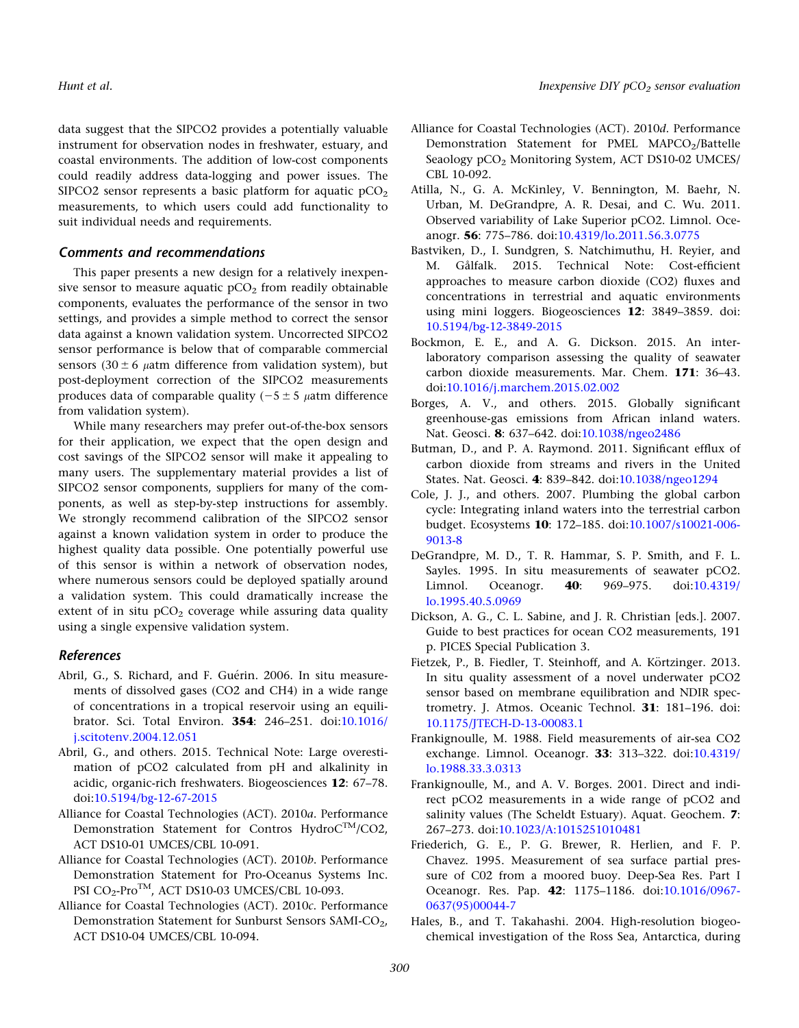data suggest that the SIPCO2 provides a potentially valuable instrument for observation nodes in freshwater, estuary, and coastal environments. The addition of low-cost components could readily address data-logging and power issues. The SIPCO2 sensor represents a basic platform for aquatic $pCO_2$ measurements, to which users could add functionality to suit individual needs and requirements.

### Comments and recommendations

This paper presents a new design for a relatively inexpensive sensor to measure aquatic $pCO_2$ from readily obtainable components, evaluates the performance of the sensor in two settings, and provides a simple method to correct the sensor data against a known validation system. Uncorrected SIPCO2 sensor performance is below that of comparable commercial sensors ($30 \pm 6$ $\mu$atm difference from validation system), but post-deployment correction of the SIPCO2 measurements produces data of comparable quality ($-5 \pm 5$ $\mu$atm difference from validation system).

While many researchers may prefer out-of-the-box sensors for their application, we expect that the open design and cost savings of the SIPCO2 sensor will make it appealing to many users. The supplementary material provides a list of SIPCO2 sensor components, suppliers for many of the components, as well as step-by-step instructions for assembly. We strongly recommend calibration of the SIPCO2 sensor against a known validation system in order to produce the highest quality data possible. One potentially powerful use of this sensor is within a network of observation nodes, where numerous sensors could be deployed spatially around a validation system. This could dramatically increase the extent of in situ $pCO_2$ coverage while assuring data quality using a single expensive validation system.

### References

Abril, G., S. Richard, and F. Guérin. 2006. In situ measurements of dissolved gases (CO2 and CH4) in a wide range of concentrations in a tropical reservoir using an equilibrator. Sci. Total Environ. **354**: 246–251. doi:10.1016/j.scitotenv.2004.12.051

Abril, G., and others. 2015. Technical Note: Large overestimation of pCO2 calculated from pH and alkalinity in acidic, organic-rich freshwaters. Biogeosciences **12**: 67–78. doi:10.5194/bg-12-67-2015

Alliance for Coastal Technologies (ACT). 2010*a*. Performance Demonstration Statement for Contros HydroC™/CO2, ACT DS10-01 UMCES/CBL 10-091.

Alliance for Coastal Technologies (ACT). 2010*b*. Performance Demonstration Statement for Pro-Oceanus Systems Inc. PSI $CO_2$-Pro™, ACT DS10-03 UMCES/CBL 10-093.

Alliance for Coastal Technologies (ACT). 2010*c*. Performance Demonstration Statement for Sunburst Sensors SAMI-$CO_2$, ACT DS10-04 UMCES/CBL 10-094.

Alliance for Coastal Technologies (ACT). 2010*d*. Performance Demonstration Statement for PMEL MAP$CO_2$/Battelle Seaology $pCO_2$ Monitoring System, ACT DS10-02 UMCES/CBL 10-092.

Atilla, N., G. A. McKinley, V. Bennington, M. Baehr, N. Urban, M. DeGrandpre, A. R. Desai, and C. Wu. 2011. Observed variability of Lake Superior pCO2. Limnol. Oceanogr. **56**: 775–786. doi:10.4319/lo.2011.56.3.0775

Bastviken, D., I. Sundgren, S. Natchimuthu, H. Reyier, and M. Gålfalk. 2015. Technical Note: Cost-efficient approaches to measure carbon dioxide (CO2) fluxes and concentrations in terrestrial and aquatic environments using mini loggers. Biogeosciences **12**: 3849–3859. doi:10.5194/bg-12-3849-2015

Bockmon, E. E., and A. G. Dickson. 2015. An inter-laboratory comparison assessing the quality of seawater carbon dioxide measurements. Mar. Chem. **171**: 36–43. doi:10.1016/j.marchem.2015.02.002

Borges, A. V., and others. 2015. Globally significant greenhouse-gas emissions from African inland waters. Nat. Geosci. **8**: 637–642. doi:10.1038/ngeo2486

Butman, D., and P. A. Raymond. 2011. Significant efflux of carbon dioxide from streams and rivers in the United States. Nat. Geosci. **4**: 839–842. doi:10.1038/ngeo1294

Cole, J. J., and others. 2007. Plumbing the global carbon cycle: Integrating inland waters into the terrestrial carbon budget. Ecosystems **10**: 172–185. doi:10.1007/s10021-006-9013-8

DeGrandpre, M. D., T. R. Hammar, S. P. Smith, and F. L. Sayles. 1995. In situ measurements of seawater pCO2. Limnol. Oceanogr. **40**: 969–975. doi:10.4319/lo.1995.40.5.0969

Dickson, A. G., C. L. Sabine, and J. R. Christian [eds.]. 2007. Guide to best practices for ocean CO2 measurements, 191 p. PICES Special Publication 3.

Fietzek, P., B. Fiedler, T. Steinhoff, and A. Körtzinger. 2013. In situ quality assessment of a novel underwater pCO2 sensor based on membrane equilibration and NDIR spectrometry. J. Atmos. Oceanic Technol. **31**: 181–196. doi:10.1175/JTECH-D-13-00083.1

Frankignoulle, M. 1988. Field measurements of air-sea CO2 exchange. Limnol. Oceanogr. **33**: 313–322. doi:10.4319/lo.1988.33.3.0313

Frankignoulle, M., and A. V. Borges. 2001. Direct and indirect pCO2 measurements in a wide range of pCO2 and salinity values (The Scheldt Estuary). Aquat. Geochem. **7**: 267–273. doi:10.1023/A:1015251010481

Friederich, G. E., P. G. Brewer, R. Herlien, and F. P. Chavez. 1995. Measurement of sea surface partial pressure of C02 from a moored buoy. Deep-Sea Res. Part I Oceanogr. Res. Pap. **42**: 1175–1186. doi:10.1016/0967-0637(95)00044-7

Hales, B., and T. Takahashi. 2004. High-resolution biogeochemical investigation of the Ross Sea, Antarctica, during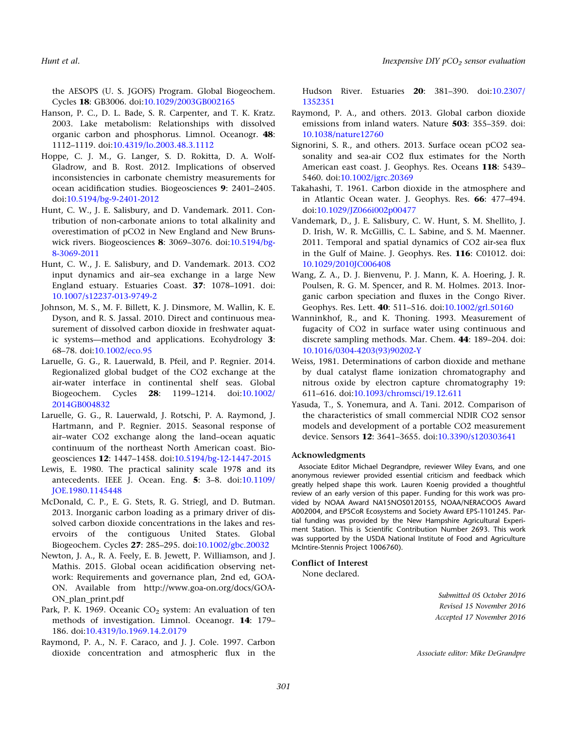the AESOPS (U. S. JGOFS) Program. Global Biogeochem. Cycles **18**: GB3006. doi:10.1029/2003GB002165

Hanson, P. C., D. L. Bade, S. R. Carpenter, and T. K. Kratz. 2003. Lake metabolism: Relationships with dissolved organic carbon and phosphorus. Limnol. Oceanogr. **48**: 1112–1119. doi:10.4319/lo.2003.48.3.1112

Hoppe, C. J. M., G. Langer, S. D. Rokitta, D. A. Wolf-Gladrow, and B. Rost. 2012. Implications of observed inconsistencies in carbonate chemistry measurements for ocean acidification studies. Biogeosciences **9**: 2401–2405. doi:10.5194/bg-9-2401-2012

Hunt, C. W., J. E. Salisbury, and D. Vandemark. 2011. Contribution of non-carbonate anions to total alkalinity and overestimation of pCO2 in New England and New Brunswick rivers. Biogeosciences **8**: 3069–3076. doi:10.5194/bg-8-3069-2011

Hunt, C. W., J. E. Salisbury, and D. Vandemark. 2013. CO2 input dynamics and air–sea exchange in a large New England estuary. Estuaries Coast. **37**: 1078–1091. doi: 10.1007/s12237-013-9749-2

Johnson, M. S., M. F. Billett, K. J. Dinsmore, M. Wallin, K. E. Dyson, and R. S. Jassal. 2010. Direct and continuous measurement of dissolved carbon dioxide in freshwater aquatic systems—method and applications. Ecohydrology **3**: 68–78. doi:10.1002/eco.95

Laruelle, G. G., R. Lauerwald, B. Pfeil, and P. Regnier. 2014. Regionalized global budget of the CO2 exchange at the air-water interface in continental shelf seas. Global Biogeochem. Cycles **28**: 1199–1214. doi:10.1002/2014GB004832

Laruelle, G. G., R. Lauerwald, J. Rotschi, P. A. Raymond, J. Hartmann, and P. Regnier. 2015. Seasonal response of air–water CO2 exchange along the land–ocean aquatic continuum of the northeast North American coast. Biogeosciences **12**: 1447–1458. doi:10.5194/bg-12-1447-2015

Lewis, E. 1980. The practical salinity scale 1978 and its antecedents. IEEE J. Ocean. Eng. **5**: 3–8. doi:10.1109/JOE.1980.1145448

McDonald, C. P., E. G. Stets, R. G. Striegl, and D. Butman. 2013. Inorganic carbon loading as a primary driver of dissolved carbon dioxide concentrations in the lakes and reservoirs of the contiguous United States. Global Biogeochem. Cycles **27**: 285–295. doi:10.1002/gbc.20032

Newton, J. A., R. A. Feely, E. B. Jewett, P. Williamson, and J. Mathis. 2015. Global ocean acidification observing network: Requirements and governance plan, 2nd ed, GOA-ON. Available from http://www.goa-on.org/docs/GOA-ON_plan_print.pdf

Park, P. K. 1969. Oceanic $CO_2$ system: An evaluation of ten methods of investigation. Limnol. Oceanogr. **14**: 179–186. doi:10.4319/lo.1969.14.2.0179

Raymond, P. A., N. F. Caraco, and J. J. Cole. 1997. Carbon dioxide concentration and atmospheric flux in the Hudson River. Estuaries **20**: 381–390. doi:10.2307/1352351

Raymond, P. A., and others. 2013. Global carbon dioxide emissions from inland waters. Nature **503**: 355–359. doi: 10.1038/nature12760

Signorini, S. R., and others. 2013. Surface ocean pCO2 seasonality and sea-air CO2 flux estimates for the North American east coast. J. Geophys. Res. Oceans **118**: 5439–5460. doi:10.1002/jgrc.20369

Takahashi, T. 1961. Carbon dioxide in the atmosphere and in Atlantic Ocean water. J. Geophys. Res. **66**: 477–494. doi:10.1029/JZ066i002p00477

Vandemark, D., J. E. Salisbury, C. W. Hunt, S. M. Shellito, J. D. Irish, W. R. McGillis, C. L. Sabine, and S. M. Maenner. 2011. Temporal and spatial dynamics of CO2 air-sea flux in the Gulf of Maine. J. Geophys. Res. **116**: C01012. doi: 10.1029/2010JC006408

Wang, Z. A., D. J. Bienvenu, P. J. Mann, K. A. Hoering, J. R. Poulsen, R. G. M. Spencer, and R. M. Holmes. 2013. Inorganic carbon speciation and fluxes in the Congo River. Geophys. Res. Lett. **40**: 511–516. doi:10.1002/grl.50160

Wanninkhof, R., and K. Thoning. 1993. Measurement of fugacity of CO2 in surface water using continuous and discrete sampling methods. Mar. Chem. **44**: 189–204. doi: 10.1016/0304-4203(93)90202-Y

Weiss, 1981. Determinations of carbon dioxide and methane by dual catalyst flame ionization chromatography and nitrous oxide by electron capture chromatography 19: 611–616. doi:10.1093/chromsci/19.12.611

Yasuda, T., S. Yonemura, and A. Tani. 2012. Comparison of the characteristics of small commercial NDIR CO2 sensor models and development of a portable CO2 measurement device. Sensors **12**: 3641–3655. doi:10.3390/s120303641

## Acknowledgments

Associate Editor Michael Degrandpre, reviewer Wiley Evans, and one anonymous reviewer provided essential criticism and feedback which greatly helped shape this work. Lauren Koenig provided a thoughtful review of an early version of this paper. Funding for this work was provided by NOAA Award NA15NOS0120155, NOAA/NERACOOS Award A002004, and EPSCoR Ecosystems and Society Award EPS-1101245. Partial funding was provided by the New Hampshire Agricultural Experiment Station. This is Scientific Contribution Number 2693. This work was supported by the USDA National Institute of Food and Agriculture McIntire-Stennis Project 1006760).

## Conflict of Interest

None declared.

*Submitted 05 October 2016*
*Revised 15 November 2016*
*Accepted 17 November 2016*

*Associate editor: Mike DeGrandpre*